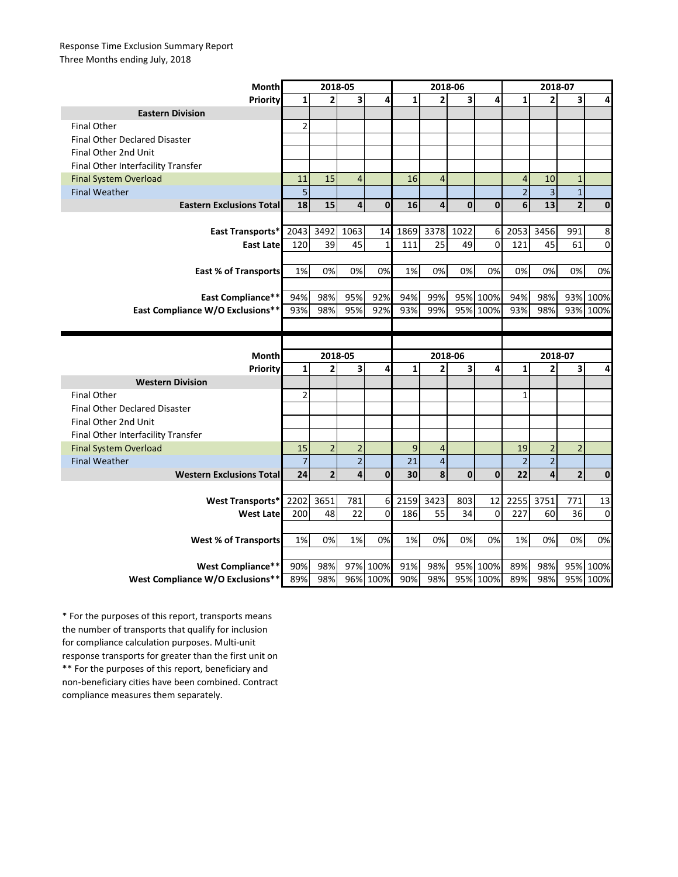Response Time Exclusion Summary Report
Three Months ending July, 2018

| Month | 2018-05 | | | | 2018-06 | | | | 2018-07 | | | |
|---|---|---|---|---|---|---|---|---|---|---|---|---|
| Priority | 1 | 2 | 3 | 4 | 1 | 2 | 3 | 4 | 1 | 2 | 3 | 4 |
| **Eastern Division** | | | | | | | | | | | | |
| Final Other | 2 | | | | | | | | | | | |
| Final Other Declared Disaster | | | | | | | | | | | | |
| Final Other 2nd Unit | | | | | | | | | | | | |
| Final Other Interfacility Transfer | | | | | | | | | | | | |
| Final System Overload | 11 | 15 | 4 | | 16 | 4 | | | 4 | 10 | 1 | |
| Final Weather | 5 | | | | | | | | 2 | 3 | 1 | |
| **Eastern Exclusions Total** | **18** | **15** | **4** | **0** | **16** | **4** | **0** | **0** | **6** | **13** | **2** | **0** |
| | | | | | | | | | | | | |
| **East Transports*** | 2043 | 3492 | 1063 | 14 | 1869 | 3378 | 1022 | 6 | 2053 | 3456 | 991 | 8 |
| **East Late** | 120 | 39 | 45 | 1 | 111 | 25 | 49 | 0 | 121 | 45 | 61 | 0 |
| | | | | | | | | | | | | |
| **East % of Transports** | 1% | 0% | 0% | 0% | 1% | 0% | 0% | 0% | 0% | 0% | 0% | 0% |
| | | | | | | | | | | | | |
| **East Compliance**** | 94% | 98% | 95% | 92% | 94% | 99% | 95% | 100% | 94% | 98% | 93% | 100% |
| **East Compliance W/O Exclusions**** | 93% | 98% | 95% | 92% | 93% | 99% | 95% | 100% | 93% | 98% | 93% | 100% |

| Month | 2018-05 | | | | 2018-06 | | | | 2018-07 | | | |
|---|---|---|---|---|---|---|---|---|---|---|---|---|
| Priority | 1 | 2 | 3 | 4 | 1 | 2 | 3 | 4 | 1 | 2 | 3 | 4 |
| **Western Division** | | | | | | | | | | | | |
| Final Other | 2 | | | | | | | | 1 | | | |
| Final Other Declared Disaster | | | | | | | | | | | | |
| Final Other 2nd Unit | | | | | | | | | | | | |
| Final Other Interfacility Transfer | | | | | | | | | | | | |
| Final System Overload | 15 | 2 | 2 | | 9 | 4 | | | 19 | 2 | 2 | |
| Final Weather | 7 | | 2 | | 21 | 4 | | | 2 | 2 | | |
| **Western Exclusions Total** | **24** | **2** | **4** | **0** | **30** | **8** | **0** | **0** | **22** | **4** | **2** | **0** |
| | | | | | | | | | | | | |
| **West Transports*** | 2202 | 3651 | 781 | 6 | 2159 | 3423 | 803 | 12 | 2255 | 3751 | 771 | 13 |
| **West Late** | 200 | 48 | 22 | 0 | 186 | 55 | 34 | 0 | 227 | 60 | 36 | 0 |
| | | | | | | | | | | | | |
| **West % of Transports** | 1% | 0% | 1% | 0% | 1% | 0% | 0% | 0% | 1% | 0% | 0% | 0% |
| | | | | | | | | | | | | |
| **West Compliance**** | 90% | 98% | 97% | 100% | 91% | 98% | 95% | 100% | 89% | 98% | 95% | 100% |
| **West Compliance W/O Exclusions**** | 89% | 98% | 96% | 100% | 90% | 98% | 95% | 100% | 89% | 98% | 95% | 100% |

* For the purposes of this report, transports means the number of transports that qualify for inclusion for compliance calculation purposes. Multi-unit response transports for greater than the first unit on

** For the purposes of this report, beneficiary and non-beneficiary cities have been combined. Contract compliance measures them separately.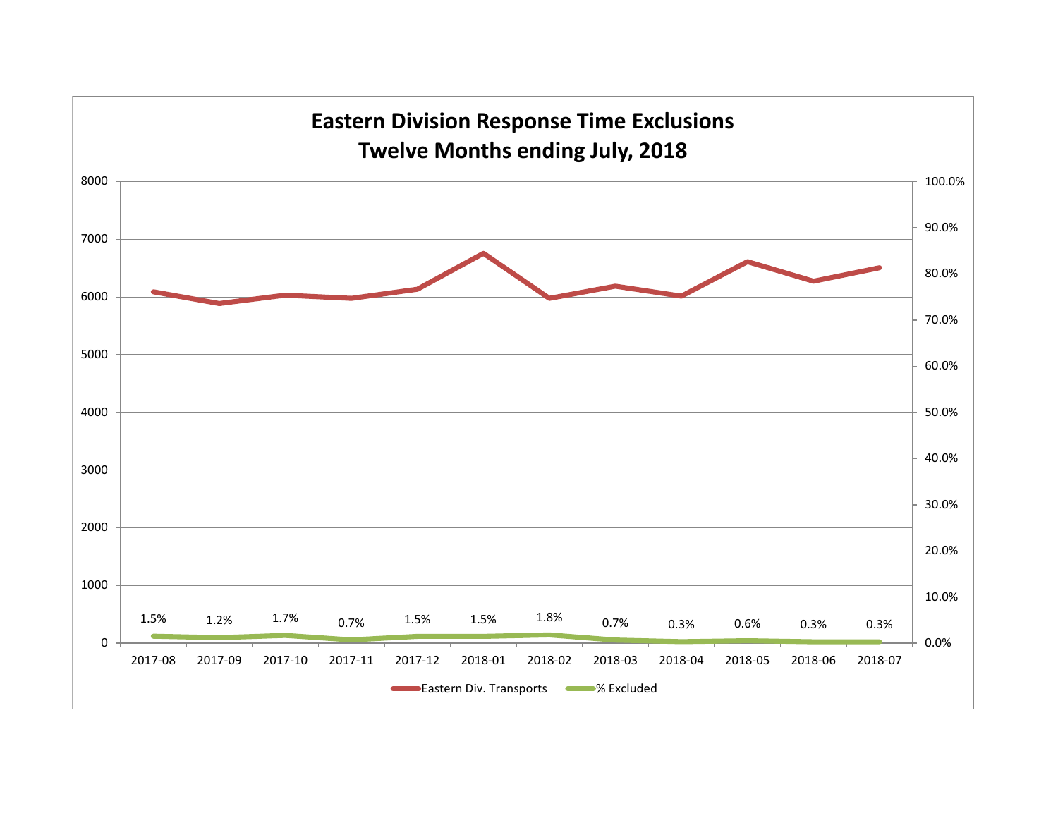# Eastern Division Response Time Exclusions
## Twelve Months ending July, 2018

| Month | 2017-08 | 2017-09 | 2017-10 | 2017-11 | 2017-12 | 2018-01 | 2018-02 | 2018-03 | 2018-04 | 2018-05 | 2018-06 | 2018-07 |
|---|---|---|---|---|---|---|---|---|---|---|---|---|
| % Excluded | 1.5% | 1.2% | 1.7% | 0.7% | 1.5% | 1.5% | 1.8% | 0.7% | 0.3% | 0.6% | 0.3% | 0.3% |

Eastern Div. Transports — % Excluded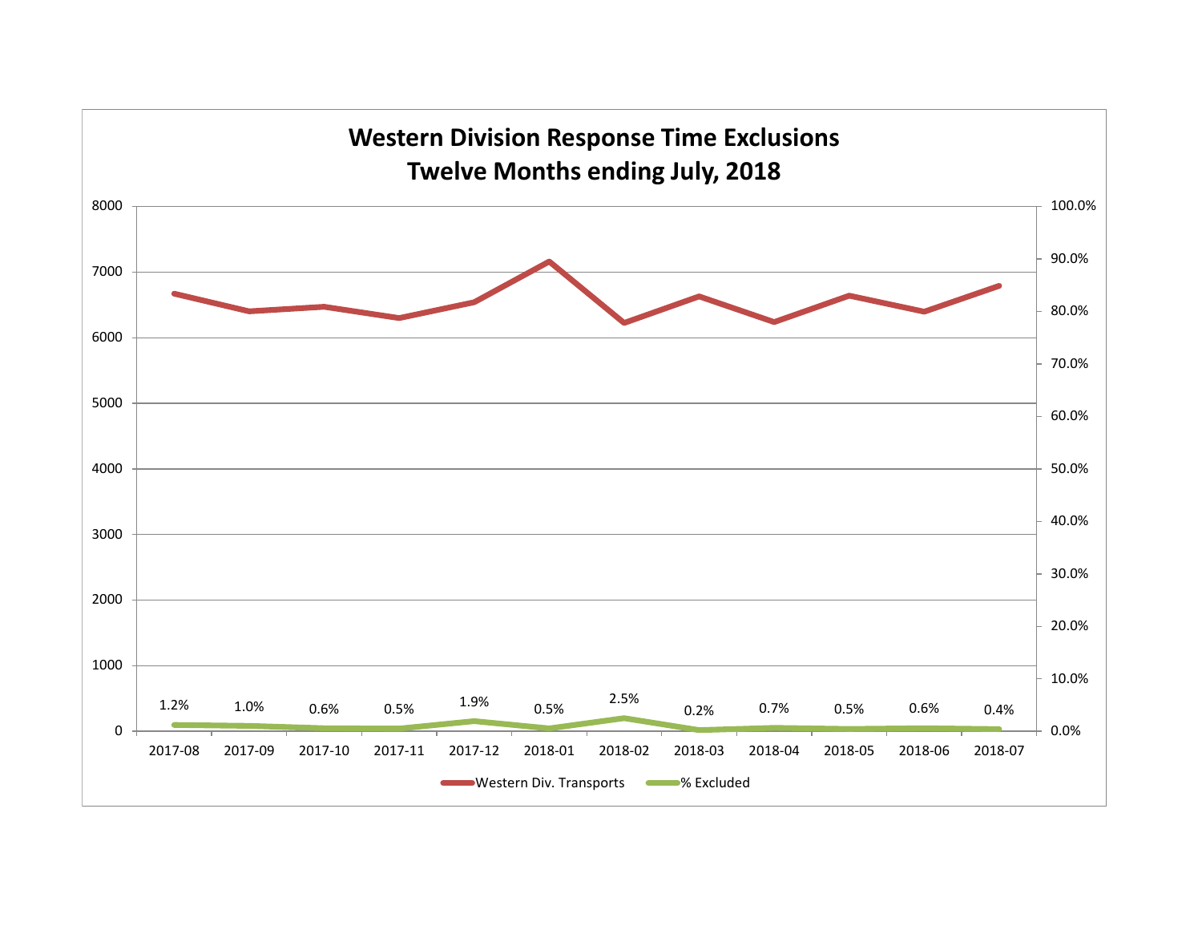**Western Division Response Time Exclusions**
**Twelve Months ending July, 2018**

8000
7000
6000
5000
4000
3000
2000
1000
0

100.0%
90.0%
80.0%
70.0%
60.0%
50.0%
40.0%
30.0%
20.0%
10.0%
0.0%

1.2%
1.0%
0.6%
0.5%
1.9%
0.5%
2.5%
0.2%
0.7%
0.5%
0.6%
0.4%

2017-08
2017-09
2017-10
2017-11
2017-12
2018-01
2018-02
2018-03
2018-04
2018-05
2018-06
2018-07

Western Div. Transports
% Excluded